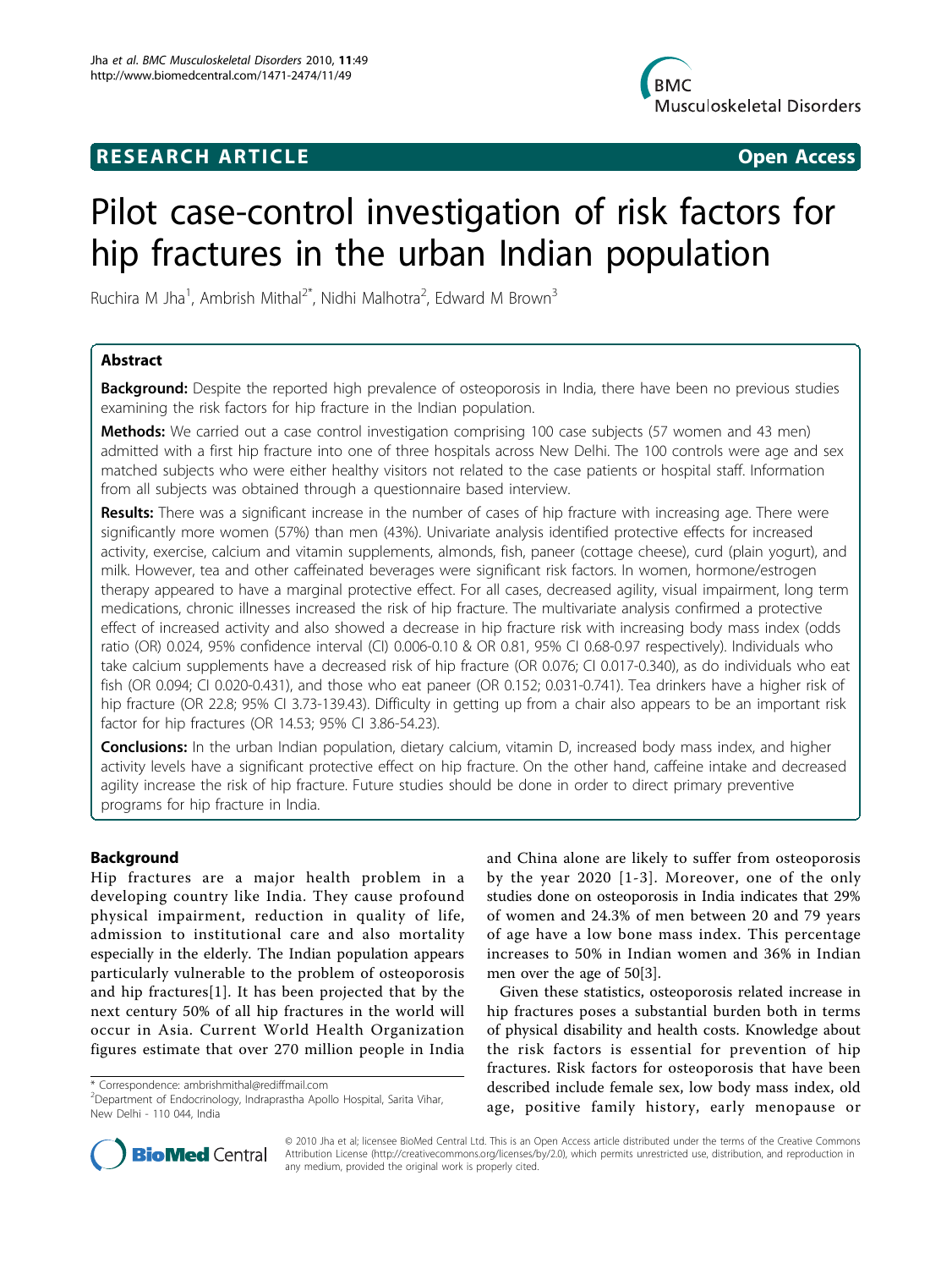**RESEARCH ARTICLE** **Open Access**

# Pilot case-control investigation of risk factors for hip fractures in the urban Indian population

Ruchira M Jha[1], Ambrish Mithal[2*], Nidhi Malhotra[2], Edward M Brown[3]

## Abstract

**Background:** Despite the reported high prevalence of osteoporosis in India, there have been no previous studies examining the risk factors for hip fracture in the Indian population.

**Methods:** We carried out a case control investigation comprising 100 case subjects (57 women and 43 men) admitted with a first hip fracture into one of three hospitals across New Delhi. The 100 controls were age and sex matched subjects who were either healthy visitors not related to the case patients or hospital staff. Information from all subjects was obtained through a questionnaire based interview.

**Results:** There was a significant increase in the number of cases of hip fracture with increasing age. There were significantly more women (57%) than men (43%). Univariate analysis identified protective effects for increased activity, exercise, calcium and vitamin supplements, almonds, fish, paneer (cottage cheese), curd (plain yogurt), and milk. However, tea and other caffeinated beverages were significant risk factors. In women, hormone/estrogen therapy appeared to have a marginal protective effect. For all cases, decreased agility, visual impairment, long term medications, chronic illnesses increased the risk of hip fracture. The multivariate analysis confirmed a protective effect of increased activity and also showed a decrease in hip fracture risk with increasing body mass index (odds ratio (OR) 0.024, 95% confidence interval (CI) 0.006-0.10 & OR 0.81, 95% CI 0.68-0.97 respectively). Individuals who take calcium supplements have a decreased risk of hip fracture (OR 0.076; CI 0.017-0.340), as do individuals who eat fish (OR 0.094; CI 0.020-0.431), and those who eat paneer (OR 0.152; 0.031-0.741). Tea drinkers have a higher risk of hip fracture (OR 22.8; 95% CI 3.73-139.43). Difficulty in getting up from a chair also appears to be an important risk factor for hip fractures (OR 14.53; 95% CI 3.86-54.23).

**Conclusions:** In the urban Indian population, dietary calcium, vitamin D, increased body mass index, and higher activity levels have a significant protective effect on hip fracture. On the other hand, caffeine intake and decreased agility increase the risk of hip fracture. Future studies should be done in order to direct primary preventive programs for hip fracture in India.

## Background

Hip fractures are a major health problem in a developing country like India. They cause profound physical impairment, reduction in quality of life, admission to institutional care and also mortality especially in the elderly. The Indian population appears particularly vulnerable to the problem of osteoporosis and hip fractures[1]. It has been projected that by the next century 50% of all hip fractures in the world will occur in Asia. Current World Health Organization figures estimate that over 270 million people in India and China alone are likely to suffer from osteoporosis by the year 2020 [1-3]. Moreover, one of the only studies done on osteoporosis in India indicates that 29% of women and 24.3% of men between 20 and 79 years of age have a low bone mass index. This percentage increases to 50% in Indian women and 36% in Indian men over the age of 50[3].

Given these statistics, osteoporosis related increase in hip fractures poses a substantial burden both in terms of physical disability and health costs. Knowledge about the risk factors is essential for prevention of hip fractures. Risk factors for osteoporosis that have been described include female sex, low body mass index, old age, positive family history, early menopause or

\* Correspondence: ambrishmithal@rediffmail.com
[2]Department of Endocrinology, Indraprastha Apollo Hospital, Sarita Vihar, New Delhi - 110 044, India

© 2010 Jha et al; licensee BioMed Central Ltd. This is an Open Access article distributed under the terms of the Creative Commons Attribution License (http://creativecommons.org/licenses/by/2.0), which permits unrestricted use, distribution, and reproduction in any medium, provided the original work is properly cited.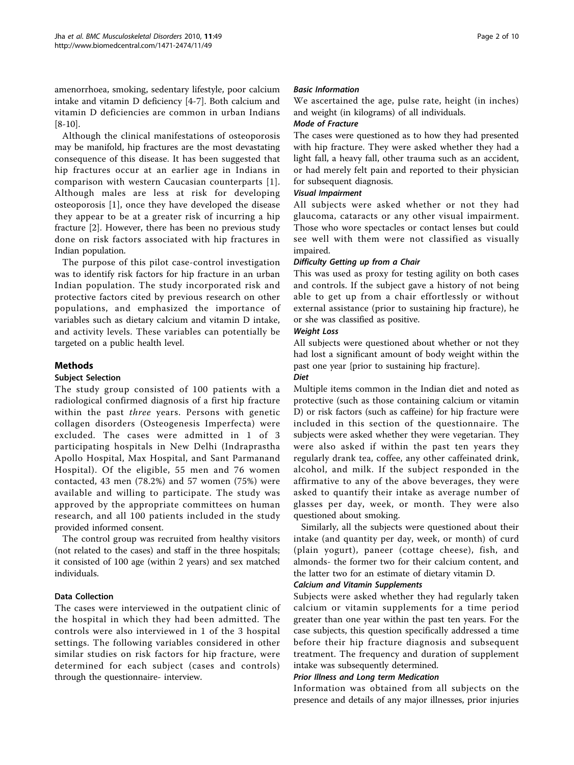amenorrhoea, smoking, sedentary lifestyle, poor calcium intake and vitamin D deficiency [4-7]. Both calcium and vitamin D deficiencies are common in urban Indians [8-10].

Although the clinical manifestations of osteoporosis may be manifold, hip fractures are the most devastating consequence of this disease. It has been suggested that hip fractures occur at an earlier age in Indians in comparison with western Caucasian counterparts [1]. Although males are less at risk for developing osteoporosis [1], once they have developed the disease they appear to be at a greater risk of incurring a hip fracture [2]. However, there has been no previous study done on risk factors associated with hip fractures in Indian population.

The purpose of this pilot case-control investigation was to identify risk factors for hip fracture in an urban Indian population. The study incorporated risk and protective factors cited by previous research on other populations, and emphasized the importance of variables such as dietary calcium and vitamin D intake, and activity levels. These variables can potentially be targeted on a public health level.

## Methods

### Subject Selection

The study group consisted of 100 patients with a radiological confirmed diagnosis of a first hip fracture within the past *three* years. Persons with genetic collagen disorders (Osteogenesis Imperfecta) were excluded. The cases were admitted in 1 of 3 participating hospitals in New Delhi (Indraprastha Apollo Hospital, Max Hospital, and Sant Parmanand Hospital). Of the eligible, 55 men and 76 women contacted, 43 men (78.2%) and 57 women (75%) were available and willing to participate. The study was approved by the appropriate committees on human research, and all 100 patients included in the study provided informed consent.

The control group was recruited from healthy visitors (not related to the cases) and staff in the three hospitals; it consisted of 100 age (within 2 years) and sex matched individuals.

### Data Collection

The cases were interviewed in the outpatient clinic of the hospital in which they had been admitted. The controls were also interviewed in 1 of the 3 hospital settings. The following variables considered in other similar studies on risk factors for hip fracture, were determined for each subject (cases and controls) through the questionnaire- interview.

#### *Basic Information*

We ascertained the age, pulse rate, height (in inches) and weight (in kilograms) of all individuals.

#### *Mode of Fracture*

The cases were questioned as to how they had presented with hip fracture. They were asked whether they had a light fall, a heavy fall, other trauma such as an accident, or had merely felt pain and reported to their physician for subsequent diagnosis.

#### *Visual Impairment*

All subjects were asked whether or not they had glaucoma, cataracts or any other visual impairment. Those who wore spectacles or contact lenses but could see well with them were not classified as visually impaired.

#### *Difficulty Getting up from a Chair*

This was used as proxy for testing agility on both cases and controls. If the subject gave a history of not being able to get up from a chair effortlessly or without external assistance (prior to sustaining hip fracture), he or she was classified as positive.

#### *Weight Loss*

All subjects were questioned about whether or not they had lost a significant amount of body weight within the past one year {prior to sustaining hip fracture}.

#### *Diet*

Multiple items common in the Indian diet and noted as protective (such as those containing calcium or vitamin D) or risk factors (such as caffeine) for hip fracture were included in this section of the questionnaire. The subjects were asked whether they were vegetarian. They were also asked if within the past ten years they regularly drank tea, coffee, any other caffeinated drink, alcohol, and milk. If the subject responded in the affirmative to any of the above beverages, they were asked to quantify their intake as average number of glasses per day, week, or month. They were also questioned about smoking.

Similarly, all the subjects were questioned about their intake (and quantity per day, week, or month) of curd (plain yogurt), paneer (cottage cheese), fish, and almonds- the former two for their calcium content, and the latter two for an estimate of dietary vitamin D.

#### *Calcium and Vitamin Supplements*

Subjects were asked whether they had regularly taken calcium or vitamin supplements for a time period greater than one year within the past ten years. For the case subjects, this question specifically addressed a time before their hip fracture diagnosis and subsequent treatment. The frequency and duration of supplement intake was subsequently determined.

#### *Prior Illness and Long term Medication*

Information was obtained from all subjects on the presence and details of any major illnesses, prior injuries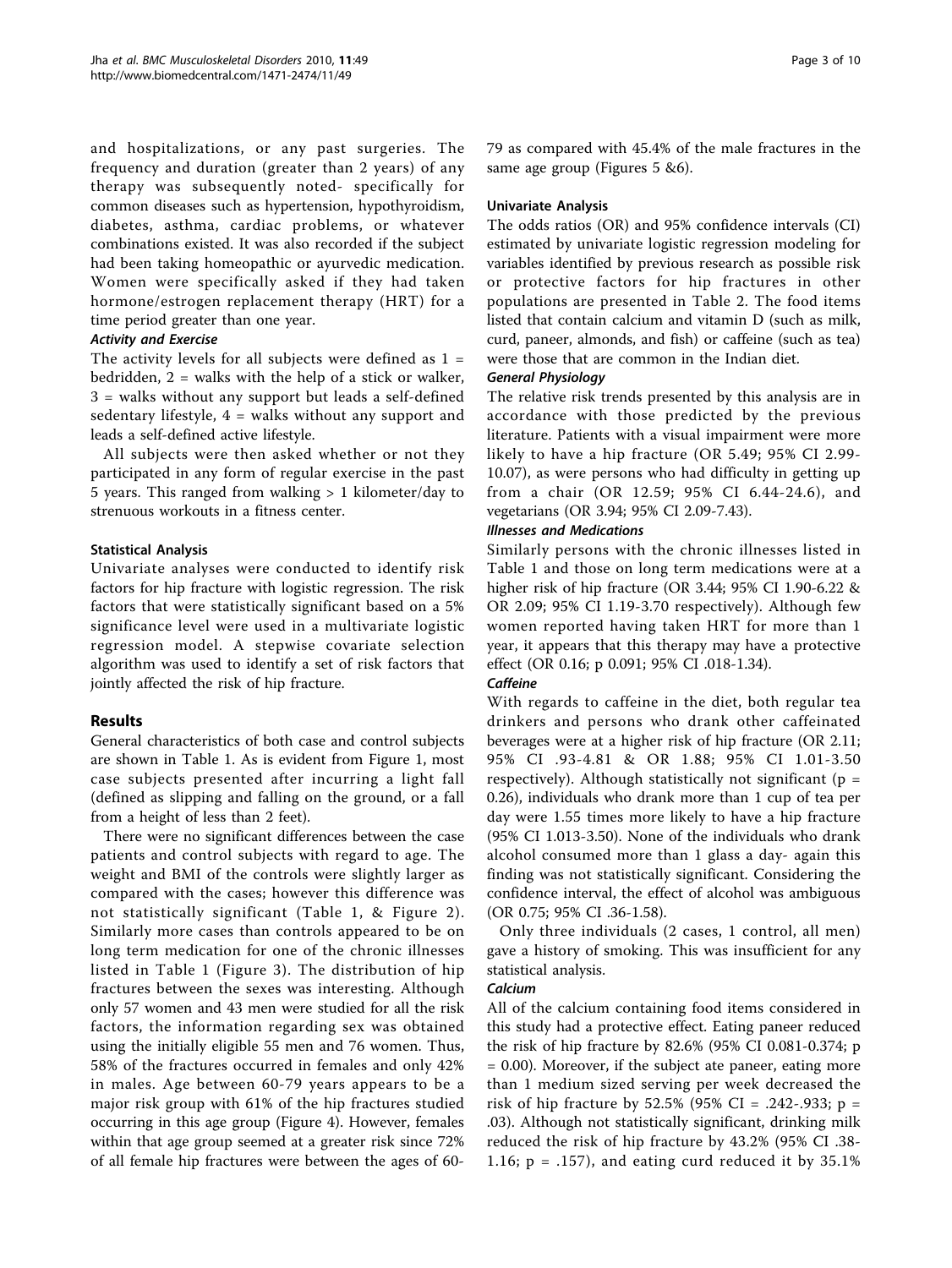and hospitalizations, or any past surgeries. The frequency and duration (greater than 2 years) of any therapy was subsequently noted- specifically for common diseases such as hypertension, hypothyroidism, diabetes, asthma, cardiac problems, or whatever combinations existed. It was also recorded if the subject had been taking homeopathic or ayurvedic medication. Women were specifically asked if they had taken hormone/estrogen replacement therapy (HRT) for a time period greater than one year.

#### *Activity and Exercise*

The activity levels for all subjects were defined as 1 = bedridden, 2 = walks with the help of a stick or walker, 3 = walks without any support but leads a self-defined sedentary lifestyle, 4 = walks without any support and leads a self-defined active lifestyle.

All subjects were then asked whether or not they participated in any form of regular exercise in the past 5 years. This ranged from walking > 1 kilometer/day to strenuous workouts in a fitness center.

### Statistical Analysis

Univariate analyses were conducted to identify risk factors for hip fracture with logistic regression. The risk factors that were statistically significant based on a 5% significance level were used in a multivariate logistic regression model. A stepwise covariate selection algorithm was used to identify a set of risk factors that jointly affected the risk of hip fracture.

## Results

General characteristics of both case and control subjects are shown in Table 1. As is evident from Figure 1, most case subjects presented after incurring a light fall (defined as slipping and falling on the ground, or a fall from a height of less than 2 feet).

There were no significant differences between the case patients and control subjects with regard to age. The weight and BMI of the controls were slightly larger as compared with the cases; however this difference was not statistically significant (Table 1, & Figure 2). Similarly more cases than controls appeared to be on long term medication for one of the chronic illnesses listed in Table 1 (Figure 3). The distribution of hip fractures between the sexes was interesting. Although only 57 women and 43 men were studied for all the risk factors, the information regarding sex was obtained using the initially eligible 55 men and 76 women. Thus, 58% of the fractures occurred in females and only 42% in males. Age between 60-79 years appears to be a major risk group with 61% of the hip fractures studied occurring in this age group (Figure 4). However, females within that age group seemed at a greater risk since 72% of all female hip fractures were between the ages of 60-79 as compared with 45.4% of the male fractures in the same age group (Figures 5 &6).

### Univariate Analysis

The odds ratios (OR) and 95% confidence intervals (CI) estimated by univariate logistic regression modeling for variables identified by previous research as possible risk or protective factors for hip fractures in other populations are presented in Table 2. The food items listed that contain calcium and vitamin D (such as milk, curd, paneer, almonds, and fish) or caffeine (such as tea) were those that are common in the Indian diet.

#### *General Physiology*

The relative risk trends presented by this analysis are in accordance with those predicted by the previous literature. Patients with a visual impairment were more likely to have a hip fracture (OR 5.49; 95% CI 2.99-10.07), as were persons who had difficulty in getting up from a chair (OR 12.59; 95% CI 6.44-24.6), and vegetarians (OR 3.94; 95% CI 2.09-7.43).

#### *Illnesses and Medications*

Similarly persons with the chronic illnesses listed in Table 1 and those on long term medications were at a higher risk of hip fracture (OR 3.44; 95% CI 1.90-6.22 & OR 2.09; 95% CI 1.19-3.70 respectively). Although few women reported having taken HRT for more than 1 year, it appears that this therapy may have a protective effect (OR 0.16; p 0.091; 95% CI .018-1.34).

#### *Caffeine*

With regards to caffeine in the diet, both regular tea drinkers and persons who drank other caffeinated beverages were at a higher risk of hip fracture (OR 2.11; 95% CI .93-4.81 & OR 1.88; 95% CI 1.01-3.50 respectively). Although statistically not significant ($p$ = 0.26), individuals who drank more than 1 cup of tea per day were 1.55 times more likely to have a hip fracture (95% CI 1.013-3.50). None of the individuals who drank alcohol consumed more than 1 glass a day- again this finding was not statistically significant. Considering the confidence interval, the effect of alcohol was ambiguous (OR 0.75; 95% CI .36-1.58).

Only three individuals (2 cases, 1 control, all men) gave a history of smoking. This was insufficient for any statistical analysis.

#### *Calcium*

All of the calcium containing food items considered in this study had a protective effect. Eating paneer reduced the risk of hip fracture by 82.6% (95% CI 0.081-0.374; $p$ = 0.00). Moreover, if the subject ate paneer, eating more than 1 medium sized serving per week decreased the risk of hip fracture by 52.5% (95% CI = .242-.933; $p$ = .03). Although not statistically significant, drinking milk reduced the risk of hip fracture by 43.2% (95% CI .38-1.16; $p$ = .157), and eating curd reduced it by 35.1%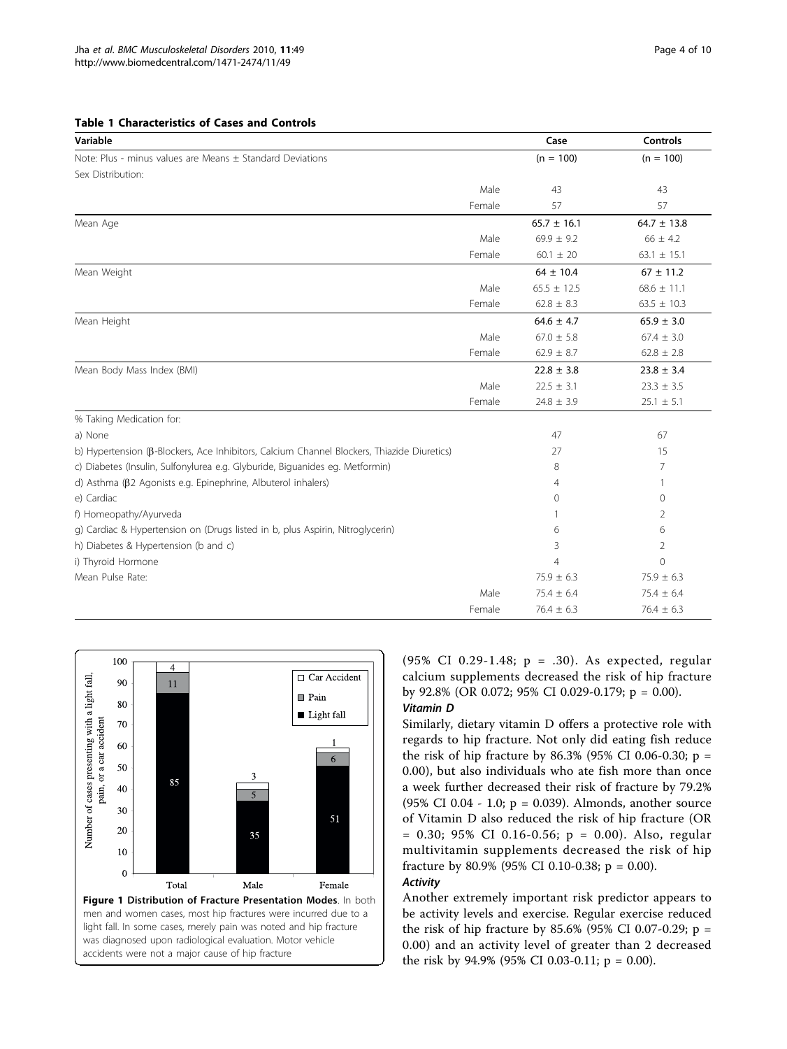**Table 1 Characteristics of Cases and Controls**

| Variable | | Case | Controls |
|---|---|---|---|
| Note: Plus - minus values are Means ± Standard Deviations | | (n = 100) | (n = 100) |
| Sex Distribution: | | | |
| | Male | 43 | 43 |
| | Female | 57 | 57 |
| Mean Age | | 65.7 ± 16.1 | 64.7 ± 13.8 |
| | Male | 69.9 ± 9.2 | 66 ± 4.2 |
| | Female | 60.1 ± 20 | 63.1 ± 15.1 |
| Mean Weight | | 64 ± 10.4 | 67 ± 11.2 |
| | Male | 65.5 ± 12.5 | 68.6 ± 11.1 |
| | Female | 62.8 ± 8.3 | 63.5 ± 10.3 |
| Mean Height | | 64.6 ± 4.7 | 65.9 ± 3.0 |
| | Male | 67.0 ± 5.8 | 67.4 ± 3.0 |
| | Female | 62.9 ± 8.7 | 62.8 ± 2.8 |
| Mean Body Mass Index (BMI) | | 22.8 ± 3.8 | 23.8 ± 3.4 |
| | Male | 22.5 ± 3.1 | 23.3 ± 3.5 |
| | Female | 24.8 ± 3.9 | 25.1 ± 5.1 |
| % Taking Medication for: | | | |
| a) None | | 47 | 67 |
| b) Hypertension (β-Blockers, Ace Inhibitors, Calcium Channel Blockers, Thiazide Diuretics) | | 27 | 15 |
| c) Diabetes (Insulin, Sulfonylurea e.g. Glyburide, Biguanides eg. Metformin) | | 8 | 7 |
| d) Asthma (β2 Agonists e.g. Epinephrine, Albuterol inhalers) | | 4 | 1 |
| e) Cardiac | | 0 | 0 |
| f) Homeopathy/Ayurveda | | 1 | 2 |
| g) Cardiac & Hypertension on (Drugs listed in b, plus Aspirin, Nitroglycerin) | | 6 | 6 |
| h) Diabetes & Hypertension (b and c) | | 3 | 2 |
| i) Thyroid Hormone | | 4 | 0 |
| Mean Pulse Rate: | | 75.9 ± 6.3 | 75.9 ± 6.3 |
| | Male | 75.4 ± 6.4 | 75.4 ± 6.4 |
| | Female | 76.4 ± 6.3 | 76.4 ± 6.3 |

**Figure 1 Distribution of Fracture Presentation Modes**. In both men and women cases, most hip fractures were incurred due to a light fall. In some cases, merely pain was noted and hip fracture was diagnosed upon radiological evaluation. Motor vehicle accidents were not a major cause of hip fracture

(95% CI 0.29-1.48; p = .30). As expected, regular calcium supplements decreased the risk of hip fracture by 92.8% (OR 0.072; 95% CI 0.029-0.179; p = 0.00).

***Vitamin D***

Similarly, dietary vitamin D offers a protective role with regards to hip fracture. Not only did eating fish reduce the risk of hip fracture by 86.3% (95% CI 0.06-0.30; p = 0.00), but also individuals who ate fish more than once a week further decreased their risk of fracture by 79.2% (95% CI 0.04 - 1.0; p = 0.039). Almonds, another source of Vitamin D also reduced the risk of hip fracture (OR = 0.30; 95% CI 0.16-0.56; p = 0.00). Also, regular multivitamin supplements decreased the risk of hip fracture by 80.9% (95% CI 0.10-0.38; p = 0.00).

***Activity***

Another extremely important risk predictor appears to be activity levels and exercise. Regular exercise reduced the risk of hip fracture by 85.6% (95% CI 0.07-0.29; p = 0.00) and an activity level of greater than 2 decreased the risk by 94.9% (95% CI 0.03-0.11; p = 0.00).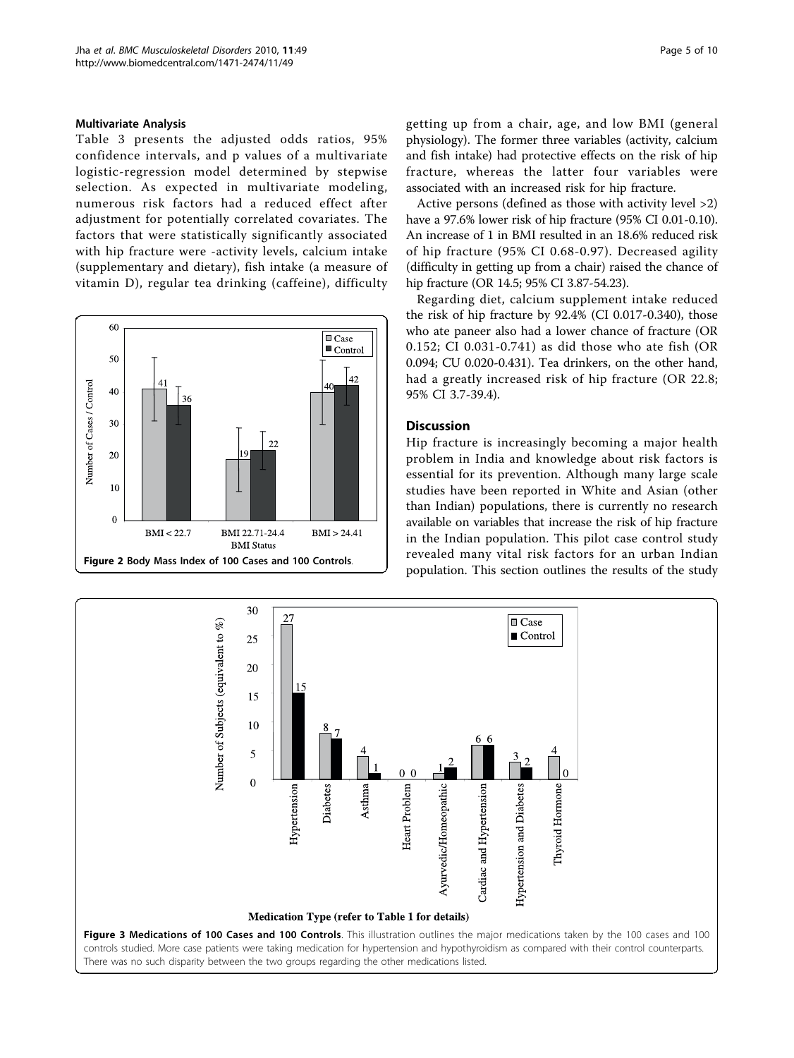### Multivariate Analysis

Table 3 presents the adjusted odds ratios, 95% confidence intervals, and p values of a multivariate logistic-regression model determined by stepwise selection. As expected in multivariate modeling, numerous risk factors had a reduced effect after adjustment for potentially correlated covariates. The factors that were statistically significantly associated with hip fracture were -activity levels, calcium intake (supplementary and dietary), fish intake (a measure of vitamin D), regular tea drinking (caffeine), difficulty getting up from a chair, age, and low BMI (general physiology). The former three variables (activity, calcium and fish intake) had protective effects on the risk of hip fracture, whereas the latter four variables were associated with an increased risk for hip fracture.

Active persons (defined as those with activity level >2) have a 97.6% lower risk of hip fracture (95% CI 0.01-0.10). An increase of 1 in BMI resulted in an 18.6% reduced risk of hip fracture (95% CI 0.68-0.97). Decreased agility (difficulty in getting up from a chair) raised the chance of hip fracture (OR 14.5; 95% CI 3.87-54.23).

Regarding diet, calcium supplement intake reduced the risk of hip fracture by 92.4% (CI 0.017-0.340), those who ate paneer also had a lower chance of fracture (OR 0.152; CI 0.031-0.741) as did those who ate fish (OR 0.094; CU 0.020-0.431). Tea drinkers, on the other hand, had a greatly increased risk of hip fracture (OR 22.8; 95% CI 3.7-39.4).

**Figure 2 Body Mass Index of 100 Cases and 100 Controls**.

## Discussion

Hip fracture is increasingly becoming a major health problem in India and knowledge about risk factors is essential for its prevention. Although many large scale studies have been reported in White and Asian (other than Indian) populations, there is currently no research available on variables that increase the risk of hip fracture in the Indian population. This pilot case control study revealed many vital risk factors for an urban Indian population. This section outlines the results of the study

**Figure 3 Medications of 100 Cases and 100 Controls**. This illustration outlines the major medications taken by the 100 cases and 100 controls studied. More case patients were taking medication for hypertension and hypothyroidism as compared with their control counterparts. There was no such disparity between the two groups regarding the other medications listed.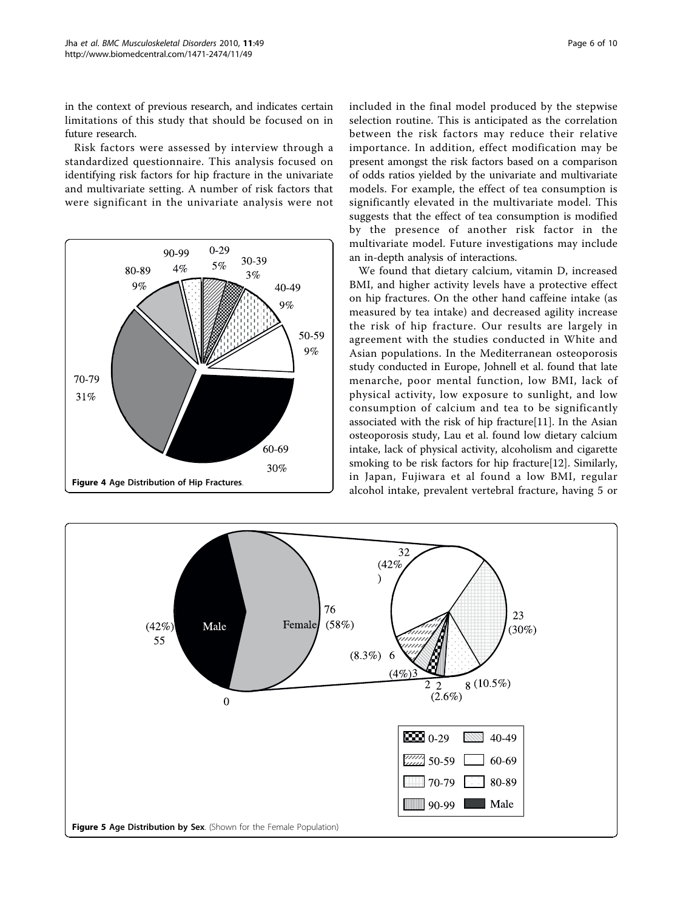in the context of previous research, and indicates certain limitations of this study that should be focused on in future research.

Risk factors were assessed by interview through a standardized questionnaire. This analysis focused on identifying risk factors for hip fracture in the univariate and multivariate setting. A number of risk factors that were significant in the univariate analysis were not included in the final model produced by the stepwise selection routine. This is anticipated as the correlation between the risk factors may reduce their relative importance. In addition, effect modification may be present amongst the risk factors based on a comparison of odds ratios yielded by the univariate and multivariate models. For example, the effect of tea consumption is significantly elevated in the multivariate model. This suggests that the effect of tea consumption is modified by the presence of another risk factor in the multivariate model. Future investigations may include an in-depth analysis of interactions.

We found that dietary calcium, vitamin D, increased BMI, and higher activity levels have a protective effect on hip fractures. On the other hand caffeine intake (as measured by tea intake) and decreased agility increase the risk of hip fracture. Our results are largely in agreement with the studies conducted in White and Asian populations. In the Mediterranean osteoporosis study conducted in Europe, Johnell et al. found that late menarche, poor mental function, low BMI, lack of physical activity, low exposure to sunlight, and low consumption of calcium and tea to be significantly associated with the risk of hip fracture[11]. In the Asian osteoporosis study, Lau et al. found low dietary calcium intake, lack of physical activity, alcoholism and cigarette smoking to be risk factors for hip fracture[12]. Similarly, in Japan, Fujiwara et al found a low BMI, regular alcohol intake, prevalent vertebral fracture, having 5 or

**Figure 4 Age Distribution of Hip Fractures**.

**Figure 5 Age Distribution by Sex**. (Shown for the Female Population)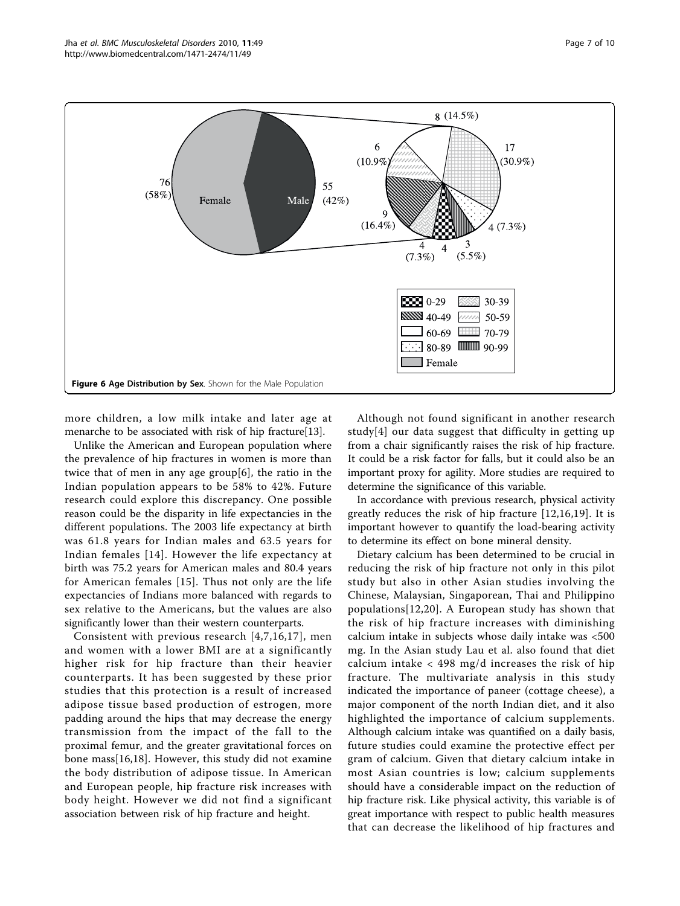**Figure 6 Age Distribution by Sex**. Shown for the Male Population

more children, a low milk intake and later age at menarche to be associated with risk of hip fracture[13].

Unlike the American and European population where the prevalence of hip fractures in women is more than twice that of men in any age group[6], the ratio in the Indian population appears to be 58% to 42%. Future research could explore this discrepancy. One possible reason could be the disparity in life expectancies in the different populations. The 2003 life expectancy at birth was 61.8 years for Indian males and 63.5 years for Indian females [14]. However the life expectancy at birth was 75.2 years for American males and 80.4 years for American females [15]. Thus not only are the life expectancies of Indians more balanced with regards to sex relative to the Americans, but the values are also significantly lower than their western counterparts.

Consistent with previous research [4,7,16,17], men and women with a lower BMI are at a significantly higher risk for hip fracture than their heavier counterparts. It has been suggested by these prior studies that this protection is a result of increased adipose tissue based production of estrogen, more padding around the hips that may decrease the energy transmission from the impact of the fall to the proximal femur, and the greater gravitational forces on bone mass[16,18]. However, this study did not examine the body distribution of adipose tissue. In American and European people, hip fracture risk increases with body height. However we did not find a significant association between risk of hip fracture and height.

Although not found significant in another research study[4] our data suggest that difficulty in getting up from a chair significantly raises the risk of hip fracture. It could be a risk factor for falls, but it could also be an important proxy for agility. More studies are required to determine the significance of this variable.

In accordance with previous research, physical activity greatly reduces the risk of hip fracture [12,16,19]. It is important however to quantify the load-bearing activity to determine its effect on bone mineral density.

Dietary calcium has been determined to be crucial in reducing the risk of hip fracture not only in this pilot study but also in other Asian studies involving the Chinese, Malaysian, Singaporean, Thai and Philippino populations[12,20]. A European study has shown that the risk of hip fracture increases with diminishing calcium intake in subjects whose daily intake was <500 mg. In the Asian study Lau et al. also found that diet calcium intake < 498 mg/d increases the risk of hip fracture. The multivariate analysis in this study indicated the importance of paneer (cottage cheese), a major component of the north Indian diet, and it also highlighted the importance of calcium supplements. Although calcium intake was quantified on a daily basis, future studies could examine the protective effect per gram of calcium. Given that dietary calcium intake in most Asian countries is low; calcium supplements should have a considerable impact on the reduction of hip fracture risk. Like physical activity, this variable is of great importance with respect to public health measures that can decrease the likelihood of hip fractures and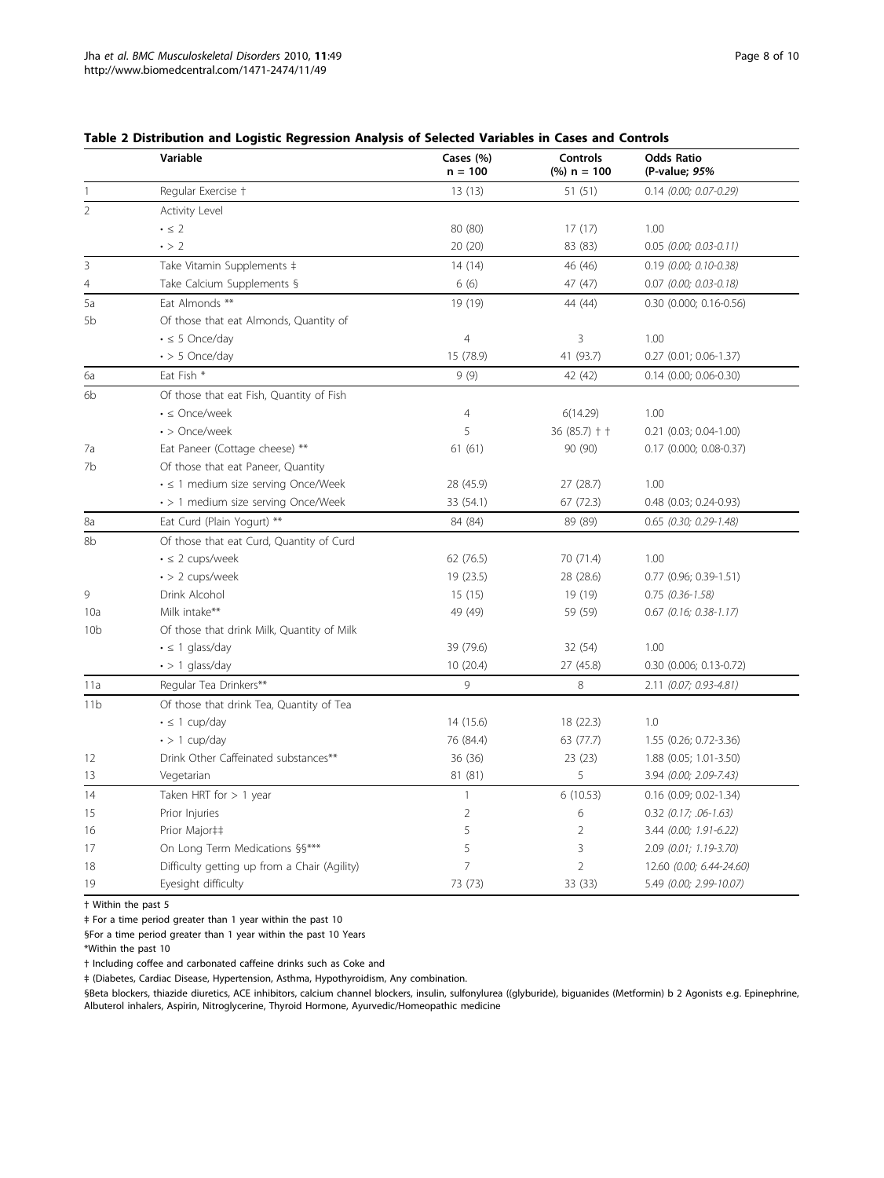**Table 2 Distribution and Logistic Regression Analysis of Selected Variables in Cases and Controls**

| | Variable | Cases (%) n = 100 | Controls (%) n = 100 | Odds Ratio (P-value; *95%* |
|---|---|---|---|---|
| 1 | Regular Exercise † | 13 (13) | 51 (51) | 0.14 *(0.00; 0.07-0.29)* |
| 2 | Activity Level | | | |
| | • ≤ 2 | 80 (80) | 17 (17) | 1.00 |
| | • > 2 | 20 (20) | 83 (83) | 0.05 *(0.00; 0.03-0.11)* |
| 3 | Take Vitamin Supplements ‡ | 14 (14) | 46 (46) | 0.19 *(0.00; 0.10-0.38)* |
| 4 | Take Calcium Supplements § | 6 (6) | 47 (47) | 0.07 *(0.00; 0.03-0.18)* |
| 5a | Eat Almonds ** | 19 (19) | 44 (44) | 0.30 (0.000; 0.16-0.56) |
| 5b | Of those that eat Almonds, Quantity of | | | |
| | • ≤ 5 Once/day | 4 | 3 | 1.00 |
| | • > 5 Once/day | 15 (78.9) | 41 (93.7) | 0.27 (0.01; 0.06-1.37) |
| 6a | Eat Fish * | 9 (9) | 42 (42) | 0.14 (0.00; 0.06-0.30) |
| 6b | Of those that eat Fish, Quantity of Fish | | | |
| | • ≤ Once/week | 4 | 6(14.29) | 1.00 |
| | • > Once/week | 5 | 36 (85.7) † † | 0.21 (0.03; 0.04-1.00) |
| 7a | Eat Paneer (Cottage cheese) ** | 61 (61) | 90 (90) | 0.17 (0.000; 0.08-0.37) |
| 7b | Of those that eat Paneer, Quantity | | | |
| | • ≤ 1 medium size serving Once/Week | 28 (45.9) | 27 (28.7) | 1.00 |
| | • > 1 medium size serving Once/Week | 33 (54.1) | 67 (72.3) | 0.48 (0.03; 0.24-0.93) |
| 8a | Eat Curd (Plain Yogurt) ** | 84 (84) | 89 (89) | 0.65 *(0.30; 0.29-1.48)* |
| 8b | Of those that eat Curd, Quantity of Curd | | | |
| | • ≤ 2 cups/week | 62 (76.5) | 70 (71.4) | 1.00 |
| | • > 2 cups/week | 19 (23.5) | 28 (28.6) | 0.77 (0.96; 0.39-1.51) |
| 9 | Drink Alcohol | 15 (15) | 19 (19) | 0.75 *(0.36-1.58)* |
| 10a | Milk intake** | 49 (49) | 59 (59) | 0.67 *(0.16; 0.38-1.17)* |
| 10b | Of those that drink Milk, Quantity of Milk | | | |
| | • ≤ 1 glass/day | 39 (79.6) | 32 (54) | 1.00 |
| | • > 1 glass/day | 10 (20.4) | 27 (45.8) | 0.30 (0.006; 0.13-0.72) |
| 11a | Regular Tea Drinkers** | 9 | 8 | 2.11 *(0.07; 0.93-4.81)* |
| 11b | Of those that drink Tea, Quantity of Tea | | | |
| | • ≤ 1 cup/day | 14 (15.6) | 18 (22.3) | 1.0 |
| | • > 1 cup/day | 76 (84.4) | 63 (77.7) | 1.55 (0.26; 0.72-3.36) |
| 12 | Drink Other Caffeinated substances** | 36 (36) | 23 (23) | 1.88 (0.05; 1.01-3.50) |
| 13 | Vegetarian | 81 (81) | 5 | 3.94 *(0.00; 2.09-7.43)* |
| 14 | Taken HRT for > 1 year | 1 | 6 (10.53) | 0.16 (0.09; 0.02-1.34) |
| 15 | Prior Injuries | 2 | 6 | 0.32 *(0.17; .06-1.63)* |
| 16 | Prior Major‡‡ | 5 | 2 | 3.44 *(0.00; 1.91-6.22)* |
| 17 | On Long Term Medications §§*** | 5 | 3 | 2.09 *(0.01; 1.19-3.70)* |
| 18 | Difficulty getting up from a Chair (Agility) | 7 | 2 | 12.60 *(0.00; 6.44-24.60)* |
| 19 | Eyesight difficulty | 73 (73) | 33 (33) | 5.49 *(0.00; 2.99-10.07)* |

† Within the past 5

‡ For a time period greater than 1 year within the past 10

§For a time period greater than 1 year within the past 10 Years

*Within the past 10

† Including coffee and carbonated caffeine drinks such as Coke and

‡ (Diabetes, Cardiac Disease, Hypertension, Asthma, Hypothyroidism, Any combination.

§Beta blockers, thiazide diuretics, ACE inhibitors, calcium channel blockers, insulin, sulfonylurea ((glyburide), biguanides (Metformin) b 2 Agonists e.g. Epinephrine, Albuterol inhalers, Aspirin, Nitroglycerine, Thyroid Hormone, Ayurvedic/Homeopathic medicine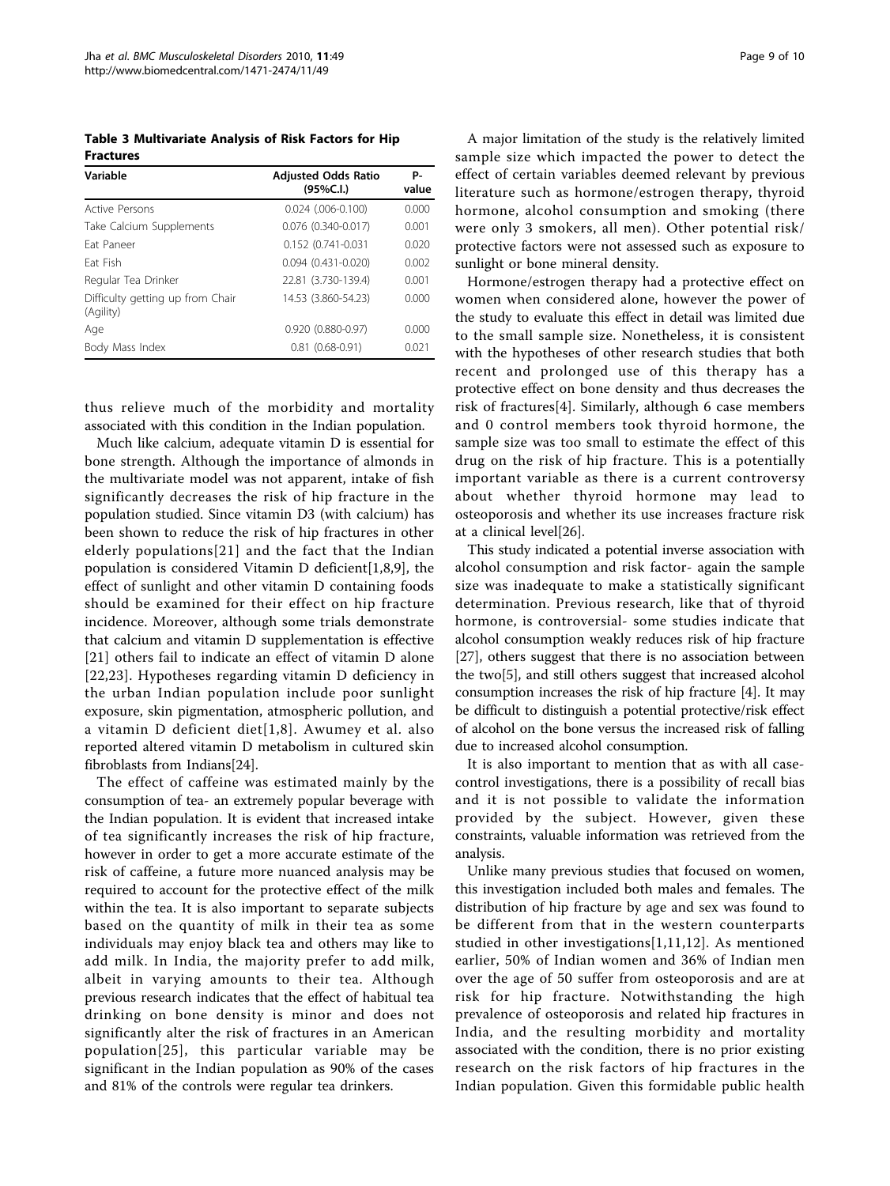**Table 3 Multivariate Analysis of Risk Factors for Hip Fractures**

| Variable | Adjusted Odds Ratio (95%C.I.) | P-value |
|---|---|---|
| Active Persons | 0.024 (.006-0.100) | 0.000 |
| Take Calcium Supplements | 0.076 (0.340-0.017) | 0.001 |
| Eat Paneer | 0.152 (0.741-0.031 | 0.020 |
| Eat Fish | 0.094 (0.431-0.020) | 0.002 |
| Regular Tea Drinker | 22.81 (3.730-139.4) | 0.001 |
| Difficulty getting up from Chair (Agility) | 14.53 (3.860-54.23) | 0.000 |
| Age | 0.920 (0.880-0.97) | 0.000 |
| Body Mass Index | 0.81 (0.68-0.91) | 0.021 |

thus relieve much of the morbidity and mortality associated with this condition in the Indian population.

Much like calcium, adequate vitamin D is essential for bone strength. Although the importance of almonds in the multivariate model was not apparent, intake of fish significantly decreases the risk of hip fracture in the population studied. Since vitamin D3 (with calcium) has been shown to reduce the risk of hip fractures in other elderly populations[21] and the fact that the Indian population is considered Vitamin D deficient[1,8,9], the effect of sunlight and other vitamin D containing foods should be examined for their effect on hip fracture incidence. Moreover, although some trials demonstrate that calcium and vitamin D supplementation is effective [21] others fail to indicate an effect of vitamin D alone [22,23]. Hypotheses regarding vitamin D deficiency in the urban Indian population include poor sunlight exposure, skin pigmentation, atmospheric pollution, and a vitamin D deficient diet[1,8]. Awumey et al. also reported altered vitamin D metabolism in cultured skin fibroblasts from Indians[24].

The effect of caffeine was estimated mainly by the consumption of tea- an extremely popular beverage with the Indian population. It is evident that increased intake of tea significantly increases the risk of hip fracture, however in order to get a more accurate estimate of the risk of caffeine, a future more nuanced analysis may be required to account for the protective effect of the milk within the tea. It is also important to separate subjects based on the quantity of milk in their tea as some individuals may enjoy black tea and others may like to add milk. In India, the majority prefer to add milk, albeit in varying amounts to their tea. Although previous research indicates that the effect of habitual tea drinking on bone density is minor and does not significantly alter the risk of fractures in an American population[25], this particular variable may be significant in the Indian population as 90% of the cases and 81% of the controls were regular tea drinkers.

A major limitation of the study is the relatively limited sample size which impacted the power to detect the effect of certain variables deemed relevant by previous literature such as hormone/estrogen therapy, thyroid hormone, alcohol consumption and smoking (there were only 3 smokers, all men). Other potential risk/protective factors were not assessed such as exposure to sunlight or bone mineral density.

Hormone/estrogen therapy had a protective effect on women when considered alone, however the power of the study to evaluate this effect in detail was limited due to the small sample size. Nonetheless, it is consistent with the hypotheses of other research studies that both recent and prolonged use of this therapy has a protective effect on bone density and thus decreases the risk of fractures[4]. Similarly, although 6 case members and 0 control members took thyroid hormone, the sample size was too small to estimate the effect of this drug on the risk of hip fracture. This is a potentially important variable as there is a current controversy about whether thyroid hormone may lead to osteoporosis and whether its use increases fracture risk at a clinical level[26].

This study indicated a potential inverse association with alcohol consumption and risk factor- again the sample size was inadequate to make a statistically significant determination. Previous research, like that of thyroid hormone, is controversial- some studies indicate that alcohol consumption weakly reduces risk of hip fracture [27], others suggest that there is no association between the two[5], and still others suggest that increased alcohol consumption increases the risk of hip fracture [4]. It may be difficult to distinguish a potential protective/risk effect of alcohol on the bone versus the increased risk of falling due to increased alcohol consumption.

It is also important to mention that as with all case-control investigations, there is a possibility of recall bias and it is not possible to validate the information provided by the subject. However, given these constraints, valuable information was retrieved from the analysis.

Unlike many previous studies that focused on women, this investigation included both males and females. The distribution of hip fracture by age and sex was found to be different from that in the western counterparts studied in other investigations[1,11,12]. As mentioned earlier, 50% of Indian women and 36% of Indian men over the age of 50 suffer from osteoporosis and are at risk for hip fracture. Notwithstanding the high prevalence of osteoporosis and related hip fractures in India, and the resulting morbidity and mortality associated with the condition, there is no prior existing research on the risk factors of hip fractures in the Indian population. Given this formidable public health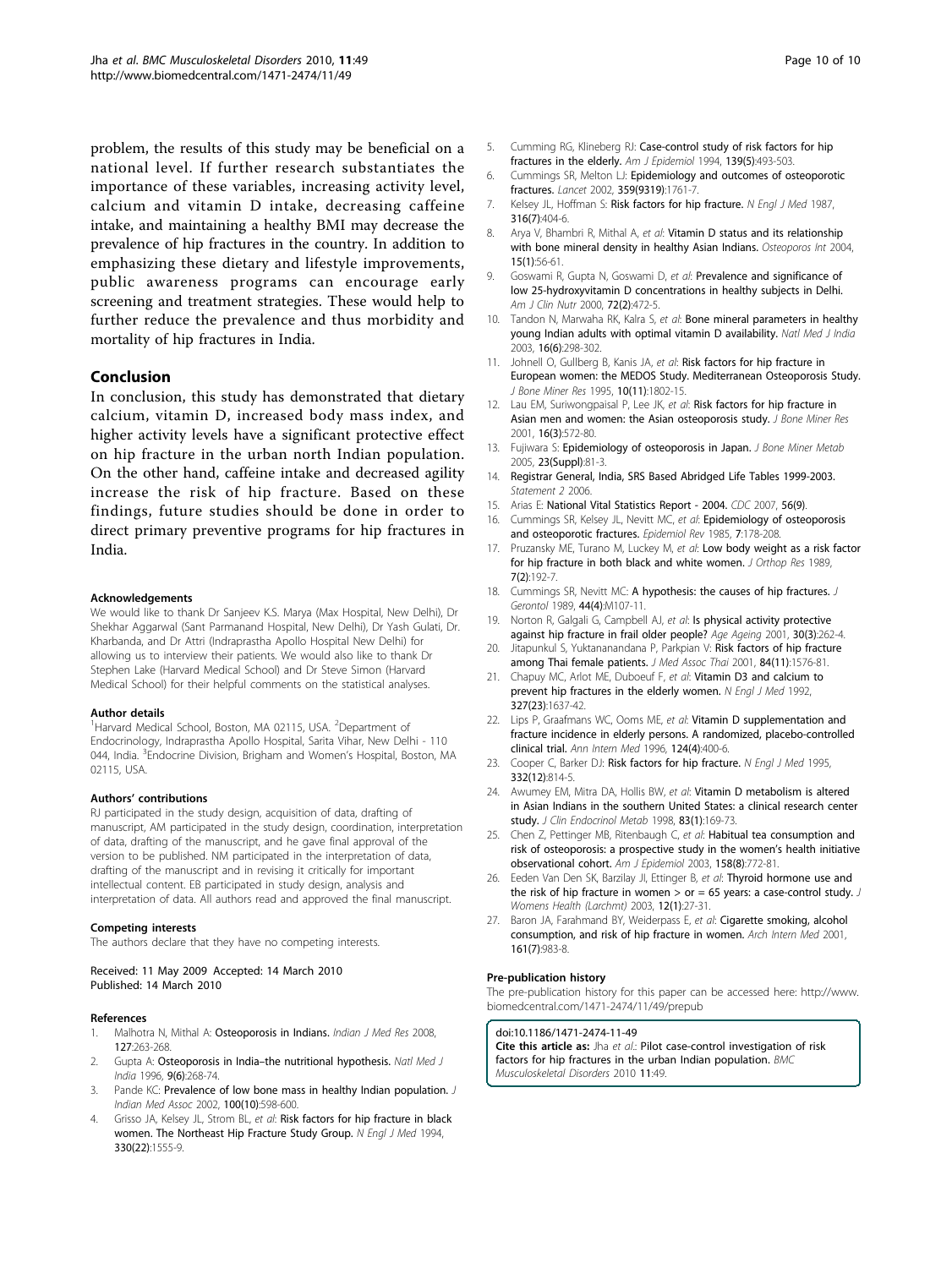problem, the results of this study may be beneficial on a national level. If further research substantiates the importance of these variables, increasing activity level, calcium and vitamin D intake, decreasing caffeine intake, and maintaining a healthy BMI may decrease the prevalence of hip fractures in the country. In addition to emphasizing these dietary and lifestyle improvements, public awareness programs can encourage early screening and treatment strategies. These would help to further reduce the prevalence and thus morbidity and mortality of hip fractures in India.

## Conclusion

In conclusion, this study has demonstrated that dietary calcium, vitamin D, increased body mass index, and higher activity levels have a significant protective effect on hip fracture in the urban north Indian population. On the other hand, caffeine intake and decreased agility increase the risk of hip fracture. Based on these findings, future studies should be done in order to direct primary preventive programs for hip fractures in India.

#### Acknowledgements

We would like to thank Dr Sanjeev K.S. Marya (Max Hospital, New Delhi), Dr Shekhar Aggarwal (Sant Parmanand Hospital, New Delhi), Dr Yash Gulati, Dr. Kharbanda, and Dr Attri (Indraprastha Apollo Hospital New Delhi) for allowing us to interview their patients. We would also like to thank Dr Stephen Lake (Harvard Medical School) and Dr Steve Simon (Harvard Medical School) for their helpful comments on the statistical analyses.

#### Author details

[1]Harvard Medical School, Boston, MA 02115, USA. [2]Department of Endocrinology, Indraprastha Apollo Hospital, Sarita Vihar, New Delhi - 110 044, India. [3]Endocrine Division, Brigham and Women's Hospital, Boston, MA 02115, USA.

#### Authors' contributions

RJ participated in the study design, acquisition of data, drafting of manuscript, AM participated in the study design, coordination, interpretation of data, drafting of the manuscript, and he gave final approval of the version to be published. NM participated in the interpretation of data, drafting of the manuscript and in revising it critically for important intellectual content. EB participated in study design, analysis and interpretation of data. All authors read and approved the final manuscript.

#### Competing interests

The authors declare that they have no competing interests.

Received: 11 May 2009 Accepted: 14 March 2010
Published: 14 March 2010

#### References

1. Malhotra N, Mithal A: Osteoporosis in Indians. *Indian J Med Res* 2008, 127:263-268.
2. Gupta A: Osteoporosis in India–the nutritional hypothesis. *Natl Med J India* 1996, 9(6):268-74.
3. Pande KC: Prevalence of low bone mass in healthy Indian population. *J Indian Med Assoc* 2002, 100(10):598-600.
4. Grisso JA, Kelsey JL, Strom BL, *et al*: Risk factors for hip fracture in black women. The Northeast Hip Fracture Study Group. *N Engl J Med* 1994, 330(22):1555-9.
5. Cumming RG, Klineberg RJ: Case-control study of risk factors for hip fractures in the elderly. *Am J Epidemiol* 1994, 139(5):493-503.
6. Cummings SR, Melton LJ: Epidemiology and outcomes of osteoporotic fractures. *Lancet* 2002, 359(9319):1761-7.
7. Kelsey JL, Hoffman S: Risk factors for hip fracture. *N Engl J Med* 1987, 316(7):404-6.
8. Arya V, Bhambri R, Mithal A, *et al*: Vitamin D status and its relationship with bone mineral density in healthy Asian Indians. *Osteoporos Int* 2004, 15(1):56-61.
9. Goswami R, Gupta N, Goswami D, *et al*: Prevalence and significance of low 25-hydroxyvitamin D concentrations in healthy subjects in Delhi. *Am J Clin Nutr* 2000, 72(2):472-5.
10. Tandon N, Marwaha RK, Kalra S, *et al*: Bone mineral parameters in healthy young Indian adults with optimal vitamin D availability. *Natl Med J India* 2003, 16(6):298-302.
11. Johnell O, Gullberg B, Kanis JA, *et al*: Risk factors for hip fracture in European women: the MEDOS Study. Mediterranean Osteoporosis Study. *J Bone Miner Res* 1995, 10(11):1802-15.
12. Lau EM, Suriwongpaisal P, Lee JK, *et al*: Risk factors for hip fracture in Asian men and women: the Asian osteoporosis study. *J Bone Miner Res* 2001, 16(3):572-80.
13. Fujiwara S: Epidemiology of osteoporosis in Japan. *J Bone Miner Metab* 2005, 23(Suppl):81-3.
14. Registrar General, India, SRS Based Abridged Life Tables 1999-2003. *Statement 2* 2006.
15. Arias E: National Vital Statistics Report - 2004. *CDC* 2007, 56(9).
16. Cummings SR, Kelsey JL, Nevitt MC, *et al*: Epidemiology of osteoporosis and osteoporotic fractures. *Epidemiol Rev* 1985, 7:178-208.
17. Pruzansky ME, Turano M, Luckey M, *et al*: Low body weight as a risk factor for hip fracture in both black and white women. *J Orthop Res* 1989, 7(2):192-7.
18. Cummings SR, Nevitt MC: A hypothesis: the causes of hip fractures. *J Gerontol* 1989, 44(4):M107-11.
19. Norton R, Galgali G, Campbell AJ, *et al*: Is physical activity protective against hip fracture in frail older people? *Age Ageing* 2001, 30(3):262-4.
20. Jitapunkul S, Yuktananandana P, Parkpian V: Risk factors of hip fracture among Thai female patients. *J Med Assoc Thai* 2001, 84(11):1576-81.
21. Chapuy MC, Arlot ME, Duboeuf F, *et al*: Vitamin D3 and calcium to prevent hip fractures in the elderly women. *N Engl J Med* 1992, 327(23):1637-42.
22. Lips P, Graafmans WC, Ooms ME, *et al*: Vitamin D supplementation and fracture incidence in elderly persons. A randomized, placebo-controlled clinical trial. *Ann Intern Med* 1996, 124(4):400-6.
23. Cooper C, Barker DJ: Risk factors for hip fracture. *N Engl J Med* 1995, 332(12):814-5.
24. Awumey EM, Mitra DA, Hollis BW, *et al*: Vitamin D metabolism is altered in Asian Indians in the southern United States: a clinical research center study. *J Clin Endocrinol Metab* 1998, 83(1):169-73.
25. Chen Z, Pettinger MB, Ritenbaugh C, *et al*: Habitual tea consumption and risk of osteoporosis: a prospective study in the women's health initiative observational cohort. *Am J Epidemiol* 2003, 158(8):772-81.
26. Eeden Van Den SK, Barzilay JI, Ettinger B, *et al*: Thyroid hormone use and the risk of hip fracture in women > or = 65 years: a case-control study. *J Womens Health (Larchmt)* 2003, 12(1):27-31.
27. Baron JA, Farahmand BY, Weiderpass E, *et al*: Cigarette smoking, alcohol consumption, and risk of hip fracture in women. *Arch Intern Med* 2001, 161(7):983-8.

#### Pre-publication history

The pre-publication history for this paper can be accessed here: http://www.biomedcentral.com/1471-2474/11/49/prepub

doi:10.1186/1471-2474-11-49

**Cite this article as:** Jha *et al.*: Pilot case-control investigation of risk factors for hip fractures in the urban Indian population. *BMC Musculoskeletal Disorders* 2010 11:49.